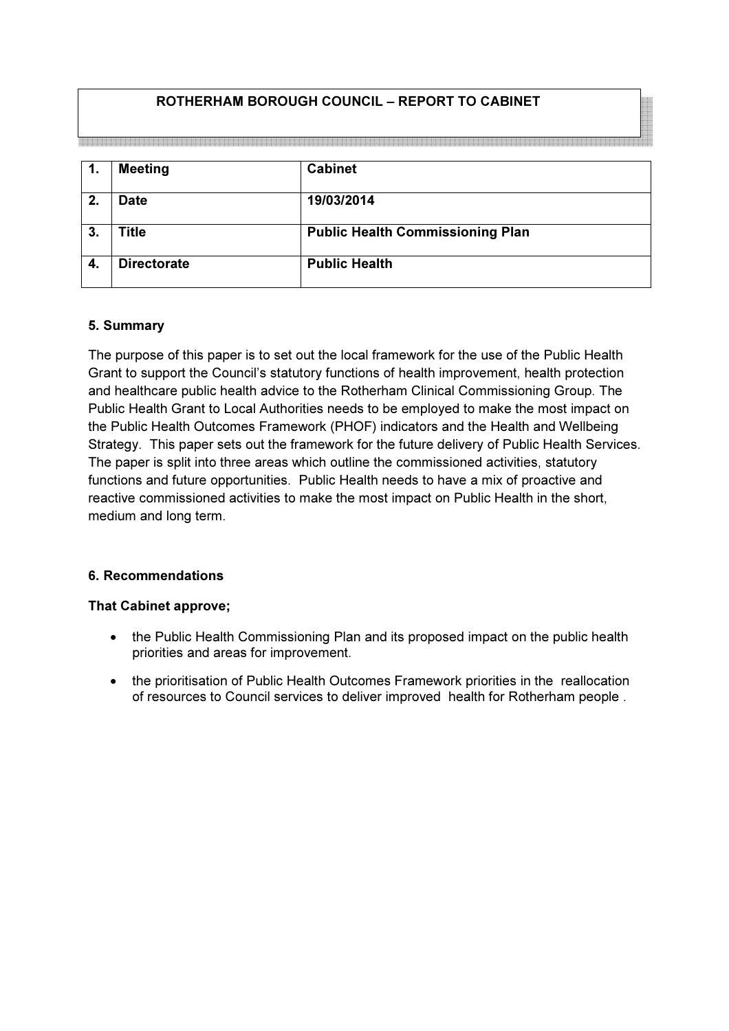# ROTHERHAM BOROUGH COUNCIL – REPORT TO CABINET

| | | |
|---|---|---|
| **1.** | **Meeting** | **Cabinet** |
| **2.** | **Date** | **19/03/2014** |
| **3.** | **Title** | **Public Health Commissioning Plan** |
| **4.** | **Directorate** | **Public Health** |

### 5. Summary

The purpose of this paper is to set out the local framework for the use of the Public Health Grant to support the Council's statutory functions of health improvement, health protection and healthcare public health advice to the Rotherham Clinical Commissioning Group. The Public Health Grant to Local Authorities needs to be employed to make the most impact on the Public Health Outcomes Framework (PHOF) indicators and the Health and Wellbeing Strategy. This paper sets out the framework for the future delivery of Public Health Services. The paper is split into three areas which outline the commissioned activities, statutory functions and future opportunities. Public Health needs to have a mix of proactive and reactive commissioned activities to make the most impact on Public Health in the short, medium and long term.

### 6. Recommendations

**That Cabinet approve;**

- the Public Health Commissioning Plan and its proposed impact on the public health priorities and areas for improvement.
- the prioritisation of Public Health Outcomes Framework priorities in the reallocation of resources to Council services to deliver improved health for Rotherham people .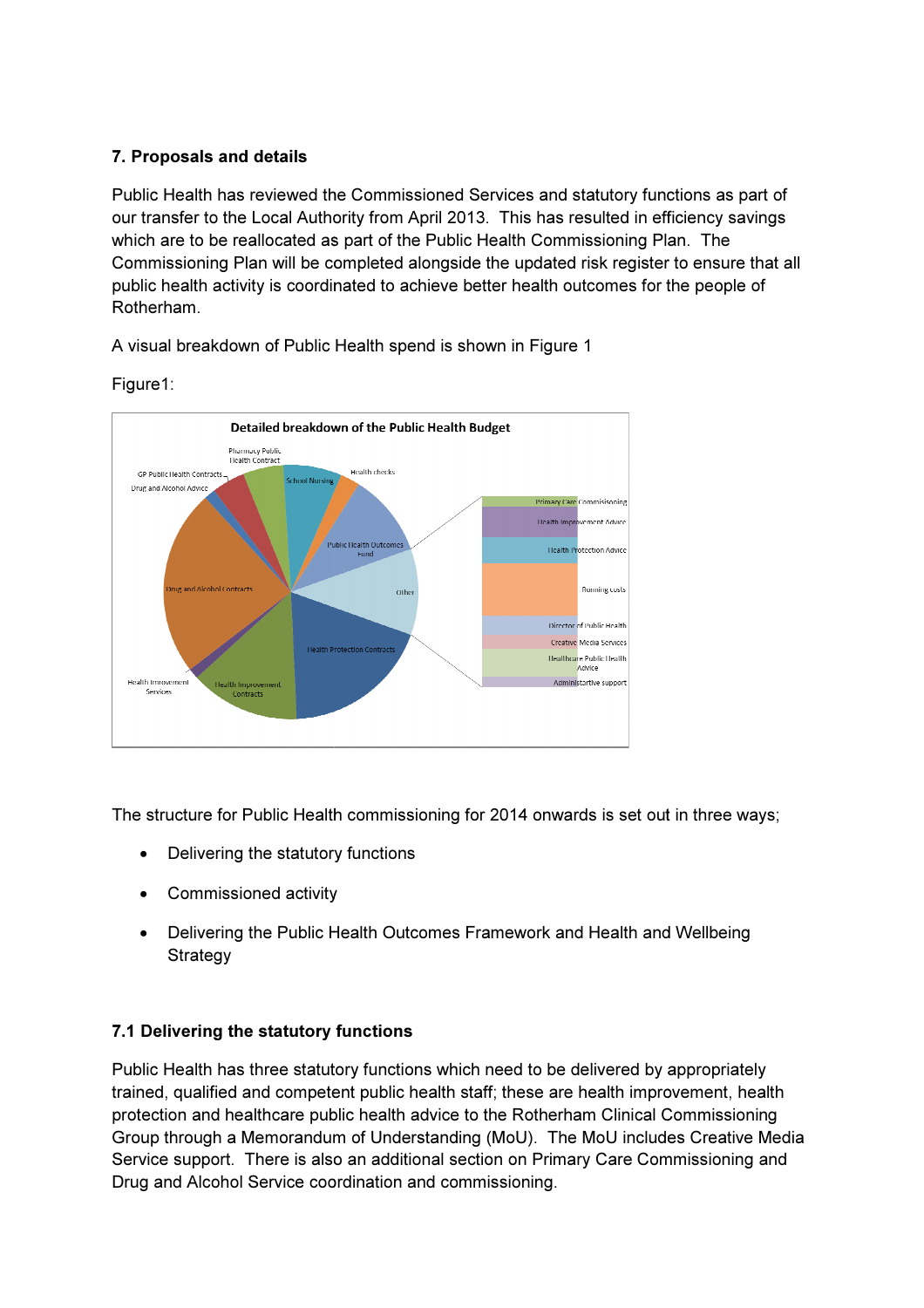### 7. Proposals and details

Public Health has reviewed the Commissioned Services and statutory functions as part of our transfer to the Local Authority from April 2013. This has resulted in efficiency savings which are to be reallocated as part of the Public Health Commissioning Plan. The Commissioning Plan will be completed alongside the updated risk register to ensure that all public health activity is coordinated to achieve better health outcomes for the people of Rotherham.

A visual breakdown of Public Health spend is shown in Figure 1

Figure1:

Detailed breakdown of the Public Health Budget

Pharmacy Public Health Contract
GP Public Health Contracts
Drug and Alcohol Advice
School Nursing
Health checks
Public Health Outcomes Fund
Other
Drug and Alcohol Contracts
Health Protection Contracts
Health Improvement Services
Health Improvement Contracts
Primary Care Commissioning
Health Improvement Advice
Health Protection Advice
Running costs
Director of Public Health
Creative Media Services
Healthcare Public Health Advice
Administrative support

The structure for Public Health commissioning for 2014 onwards is set out in three ways;

- Delivering the statutory functions
- Commissioned activity
- Delivering the Public Health Outcomes Framework and Health and Wellbeing Strategy

### 7.1 Delivering the statutory functions

Public Health has three statutory functions which need to be delivered by appropriately trained, qualified and competent public health staff; these are health improvement, health protection and healthcare public health advice to the Rotherham Clinical Commissioning Group through a Memorandum of Understanding (MoU). The MoU includes Creative Media Service support. There is also an additional section on Primary Care Commissioning and Drug and Alcohol Service coordination and commissioning.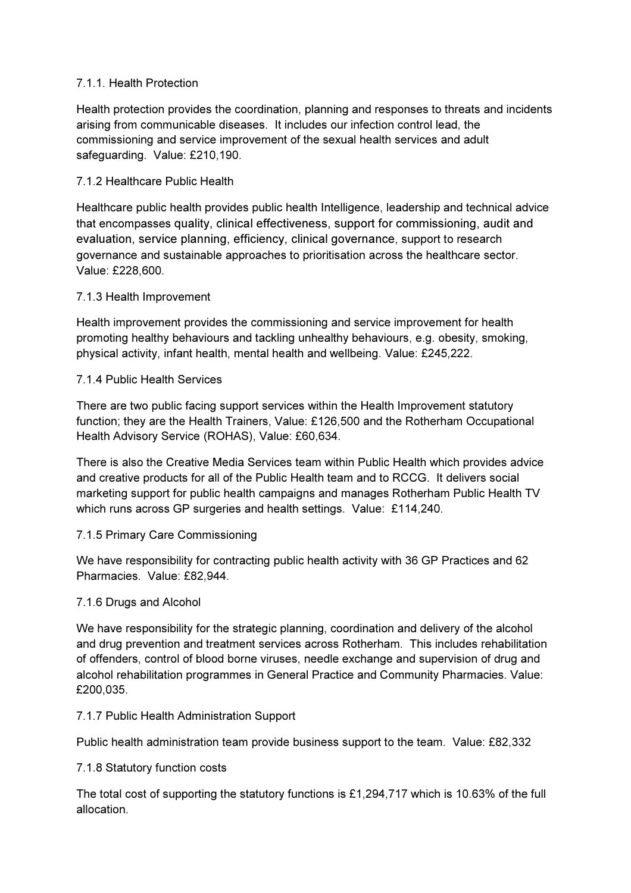#### 7.1.1. Health Protection

Health protection provides the coordination, planning and responses to threats and incidents arising from communicable diseases. It includes our infection control lead, the commissioning and service improvement of the sexual health services and adult safeguarding. Value: £210,190.

#### 7.1.2 Healthcare Public Health

Healthcare public health provides public health Intelligence, leadership and technical advice that encompasses quality, clinical effectiveness, support for commissioning, audit and evaluation, service planning, efficiency, clinical governance, support to research governance and sustainable approaches to prioritisation across the healthcare sector. Value: £228,600.

#### 7.1.3 Health Improvement

Health improvement provides the commissioning and service improvement for health promoting healthy behaviours and tackling unhealthy behaviours, e.g. obesity, smoking, physical activity, infant health, mental health and wellbeing. Value: £245,222.

#### 7.1.4 Public Health Services

There are two public facing support services within the Health Improvement statutory function; they are the Health Trainers, Value: £126,500 and the Rotherham Occupational Health Advisory Service (ROHAS), Value: £60,634.

There is also the Creative Media Services team within Public Health which provides advice and creative products for all of the Public Health team and to RCCG. It delivers social marketing support for public health campaigns and manages Rotherham Public Health TV which runs across GP surgeries and health settings. Value: £114,240.

#### 7.1.5 Primary Care Commissioning

We have responsibility for contracting public health activity with 36 GP Practices and 62 Pharmacies. Value: £82,944.

#### 7.1.6 Drugs and Alcohol

We have responsibility for the strategic planning, coordination and delivery of the alcohol and drug prevention and treatment services across Rotherham. This includes rehabilitation of offenders, control of blood borne viruses, needle exchange and supervision of drug and alcohol rehabilitation programmes in General Practice and Community Pharmacies. Value: £200,035.

#### 7.1.7 Public Health Administration Support

Public health administration team provide business support to the team. Value: £82,332

#### 7.1.8 Statutory function costs

The total cost of supporting the statutory functions is £1,294,717 which is 10.63% of the full allocation.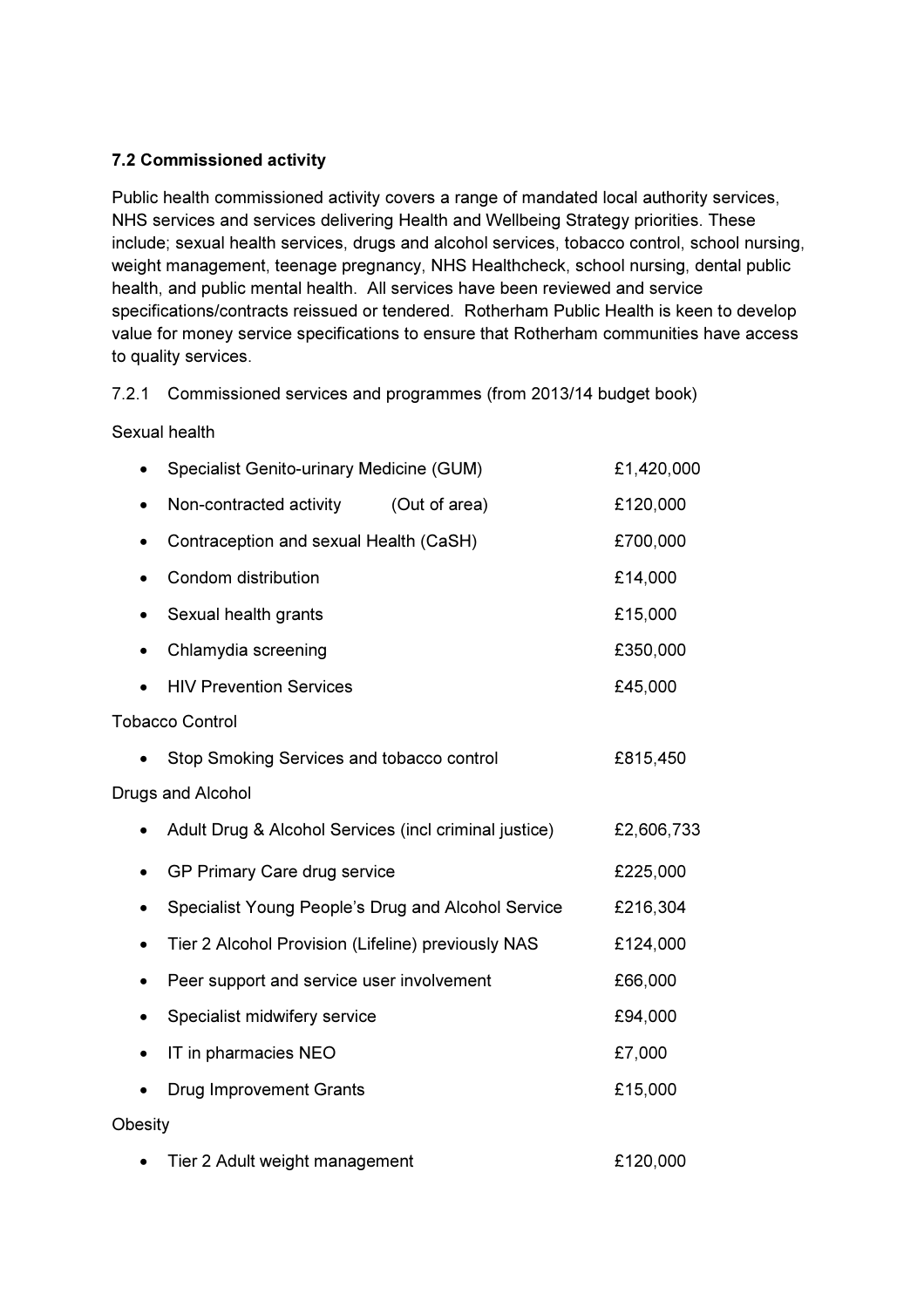### 7.2 Commissioned activity

Public health commissioned activity covers a range of mandated local authority services, NHS services and services delivering Health and Wellbeing Strategy priorities. These include; sexual health services, drugs and alcohol services, tobacco control, school nursing, weight management, teenage pregnancy, NHS Healthcheck, school nursing, dental public health, and public mental health. All services have been reviewed and service specifications/contracts reissued or tendered. Rotherham Public Health is keen to develop value for money service specifications to ensure that Rotherham communities have access to quality services.

7.2.1 Commissioned services and programmes (from 2013/14 budget book)

Sexual health

- Specialist Genito-urinary Medicine (GUM) £1,420,000
- Non-contracted activity (Out of area) £120,000
- Contraception and sexual Health (CaSH) £700,000
- Condom distribution £14,000
- Sexual health grants £15,000
- Chlamydia screening £350,000
- HIV Prevention Services £45,000

Tobacco Control

- Stop Smoking Services and tobacco control £815,450

Drugs and Alcohol

- Adult Drug & Alcohol Services (incl criminal justice) £2,606,733
- GP Primary Care drug service £225,000
- Specialist Young People's Drug and Alcohol Service £216,304
- Tier 2 Alcohol Provision (Lifeline) previously NAS £124,000
- Peer support and service user involvement £66,000
- Specialist midwifery service £94,000
- IT in pharmacies NEO £7,000
- Drug Improvement Grants £15,000

Obesity

- Tier 2 Adult weight management £120,000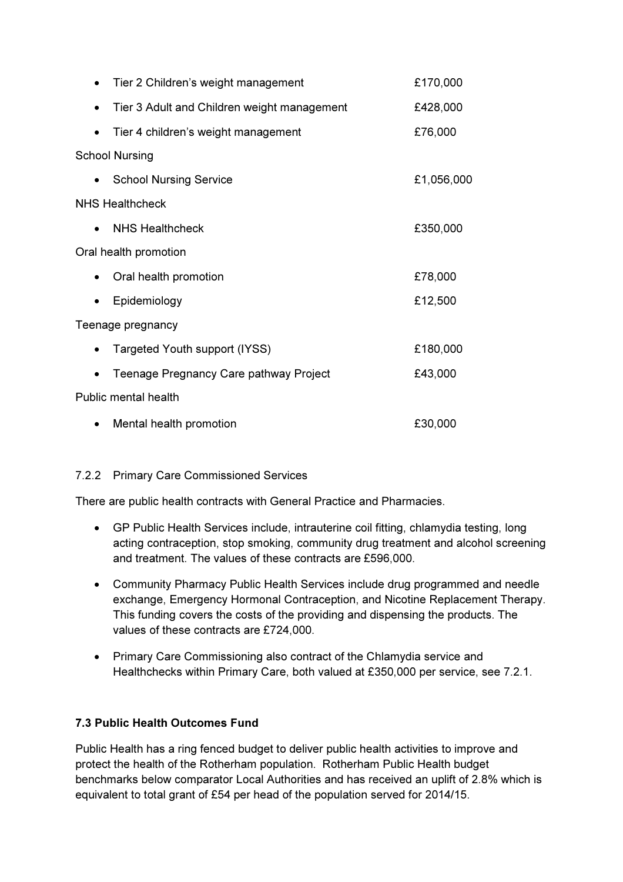- Tier 2 Children's weight management £170,000
- Tier 3 Adult and Children weight management £428,000
- Tier 4 children's weight management £76,000

School Nursing

- School Nursing Service £1,056,000

NHS Healthcheck

- NHS Healthcheck £350,000

Oral health promotion

- Oral health promotion £78,000
- Epidemiology £12,500

Teenage pregnancy

- Targeted Youth support (IYSS) £180,000
- Teenage Pregnancy Care pathway Project £43,000

Public mental health

- Mental health promotion £30,000

7.2.2 Primary Care Commissioned Services

There are public health contracts with General Practice and Pharmacies.

- GP Public Health Services include, intrauterine coil fitting, chlamydia testing, long acting contraception, stop smoking, community drug treatment and alcohol screening and treatment. The values of these contracts are £596,000.
- Community Pharmacy Public Health Services include drug programmed and needle exchange, Emergency Hormonal Contraception, and Nicotine Replacement Therapy. This funding covers the costs of the providing and dispensing the products. The values of these contracts are £724,000.
- Primary Care Commissioning also contract of the Chlamydia service and Healthchecks within Primary Care, both valued at £350,000 per service, see 7.2.1.

**7.3 Public Health Outcomes Fund**

Public Health has a ring fenced budget to deliver public health activities to improve and protect the health of the Rotherham population. Rotherham Public Health budget benchmarks below comparator Local Authorities and has received an uplift of 2.8% which is equivalent to total grant of £54 per head of the population served for 2014/15.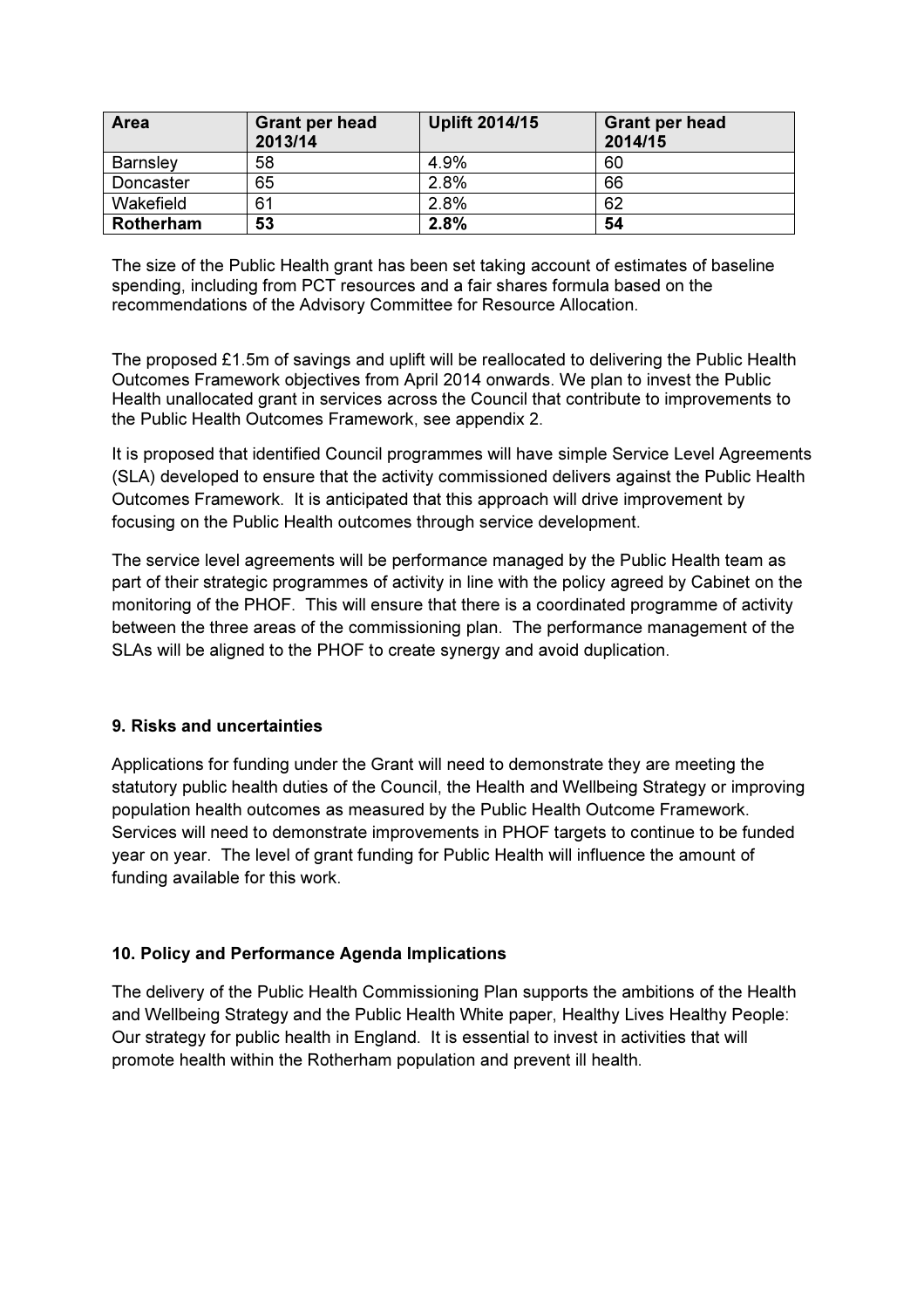| Area | Grant per head 2013/14 | Uplift 2014/15 | Grant per head 2014/15 |
|---|---|---|---|
| Barnsley | 58 | 4.9% | 60 |
| Doncaster | 65 | 2.8% | 66 |
| Wakefield | 61 | 2.8% | 62 |
| **Rotherham** | **53** | **2.8%** | **54** |

The size of the Public Health grant has been set taking account of estimates of baseline spending, including from PCT resources and a fair shares formula based on the recommendations of the Advisory Committee for Resource Allocation.

The proposed £1.5m of savings and uplift will be reallocated to delivering the Public Health Outcomes Framework objectives from April 2014 onwards. We plan to invest the Public Health unallocated grant in services across the Council that contribute to improvements to the Public Health Outcomes Framework, see appendix 2.

It is proposed that identified Council programmes will have simple Service Level Agreements (SLA) developed to ensure that the activity commissioned delivers against the Public Health Outcomes Framework. It is anticipated that this approach will drive improvement by focusing on the Public Health outcomes through service development.

The service level agreements will be performance managed by the Public Health team as part of their strategic programmes of activity in line with the policy agreed by Cabinet on the monitoring of the PHOF. This will ensure that there is a coordinated programme of activity between the three areas of the commissioning plan. The performance management of the SLAs will be aligned to the PHOF to create synergy and avoid duplication.

### 9. Risks and uncertainties

Applications for funding under the Grant will need to demonstrate they are meeting the statutory public health duties of the Council, the Health and Wellbeing Strategy or improving population health outcomes as measured by the Public Health Outcome Framework. Services will need to demonstrate improvements in PHOF targets to continue to be funded year on year. The level of grant funding for Public Health will influence the amount of funding available for this work.

### 10. Policy and Performance Agenda Implications

The delivery of the Public Health Commissioning Plan supports the ambitions of the Health and Wellbeing Strategy and the Public Health White paper, Healthy Lives Healthy People: Our strategy for public health in England. It is essential to invest in activities that will promote health within the Rotherham population and prevent ill health.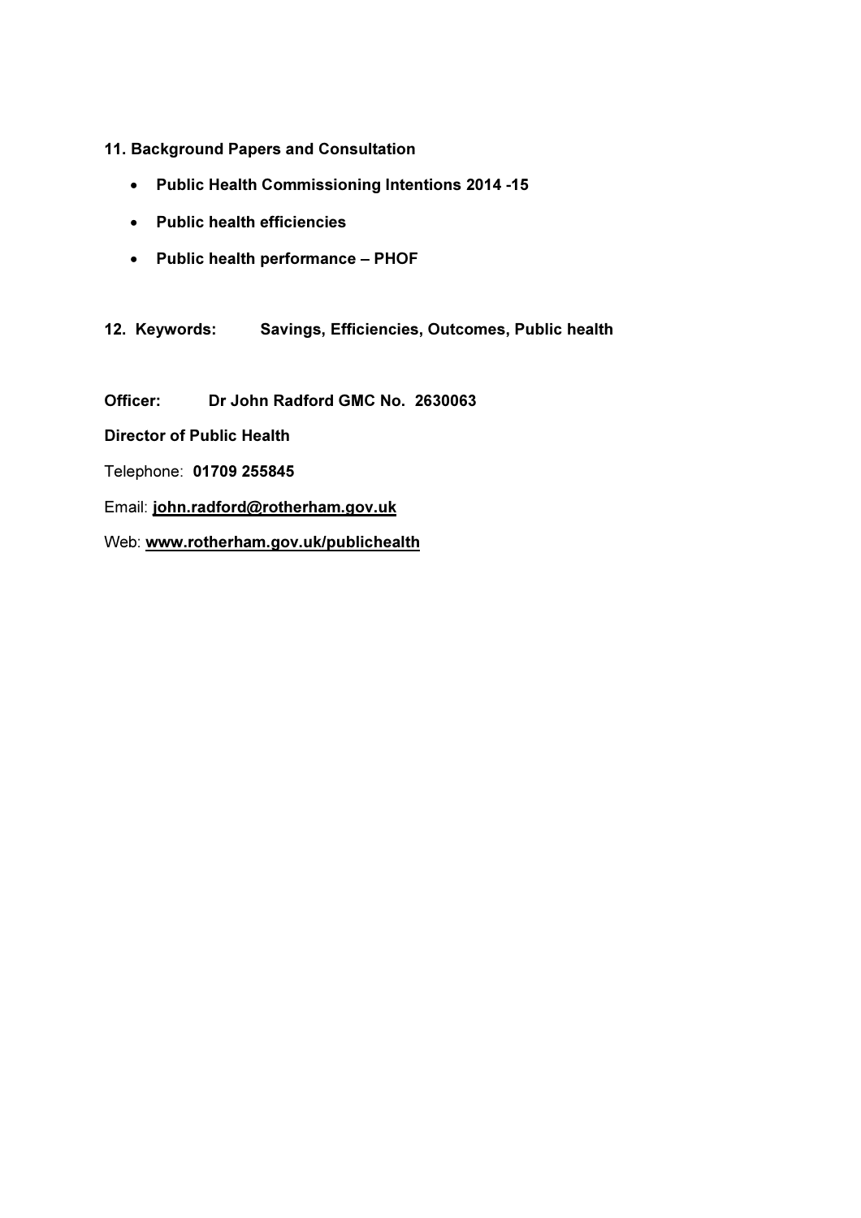**11. Background Papers and Consultation**

- **Public Health Commissioning Intentions 2014 -15**
- **Public health efficiencies**
- **Public health performance – PHOF**

**12. Keywords: Savings, Efficiencies, Outcomes, Public health**

**Officer: Dr John Radford GMC No. 2630063**

**Director of Public Health**

Telephone: **01709 255845**

Email: **john.radford@rotherham.gov.uk**

Web: **www.rotherham.gov.uk/publichealth**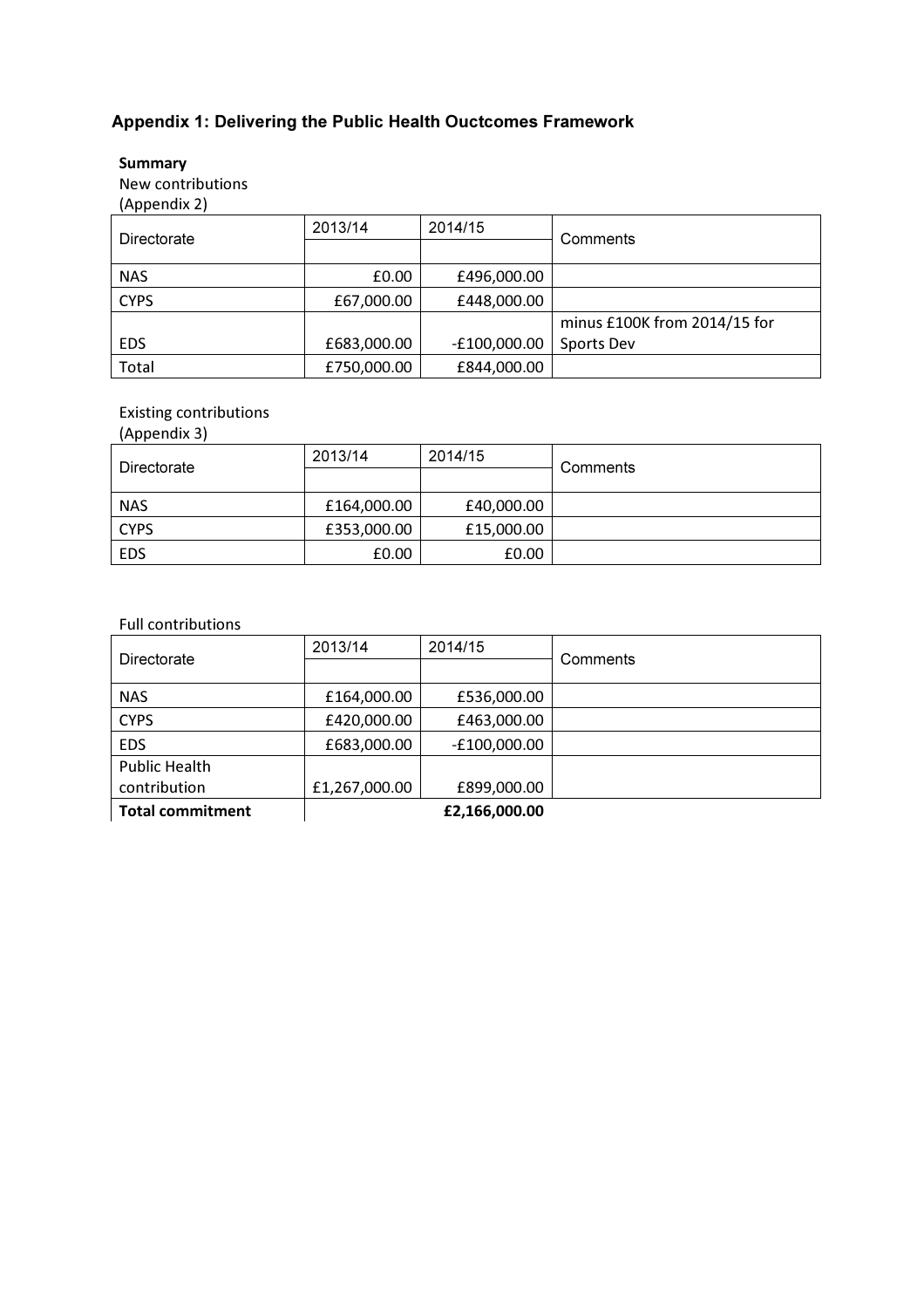## Appendix 1: Delivering the Public Health Ouctcomes Framework

**Summary**

New contributions
(Appendix 2)

| Directorate | 2013/14 | 2014/15 | Comments |
|---|---|---|---|
| NAS | £0.00 | £496,000.00 | |
| CYPS | £67,000.00 | £448,000.00 | |
| EDS | £683,000.00 | -£100,000.00 | minus £100K from 2014/15 for Sports Dev |
| Total | £750,000.00 | £844,000.00 | |

Existing contributions
(Appendix 3)

| Directorate | 2013/14 | 2014/15 | Comments |
|---|---|---|---|
| NAS | £164,000.00 | £40,000.00 | |
| CYPS | £353,000.00 | £15,000.00 | |
| EDS | £0.00 | £0.00 | |

Full contributions

| Directorate | 2013/14 | 2014/15 | Comments |
|---|---|---|---|
| NAS | £164,000.00 | £536,000.00 | |
| CYPS | £420,000.00 | £463,000.00 | |
| EDS | £683,000.00 | -£100,000.00 | |
| Public Health contribution | £1,267,000.00 | £899,000.00 | |
| **Total commitment** | | **£2,166,000.00** | |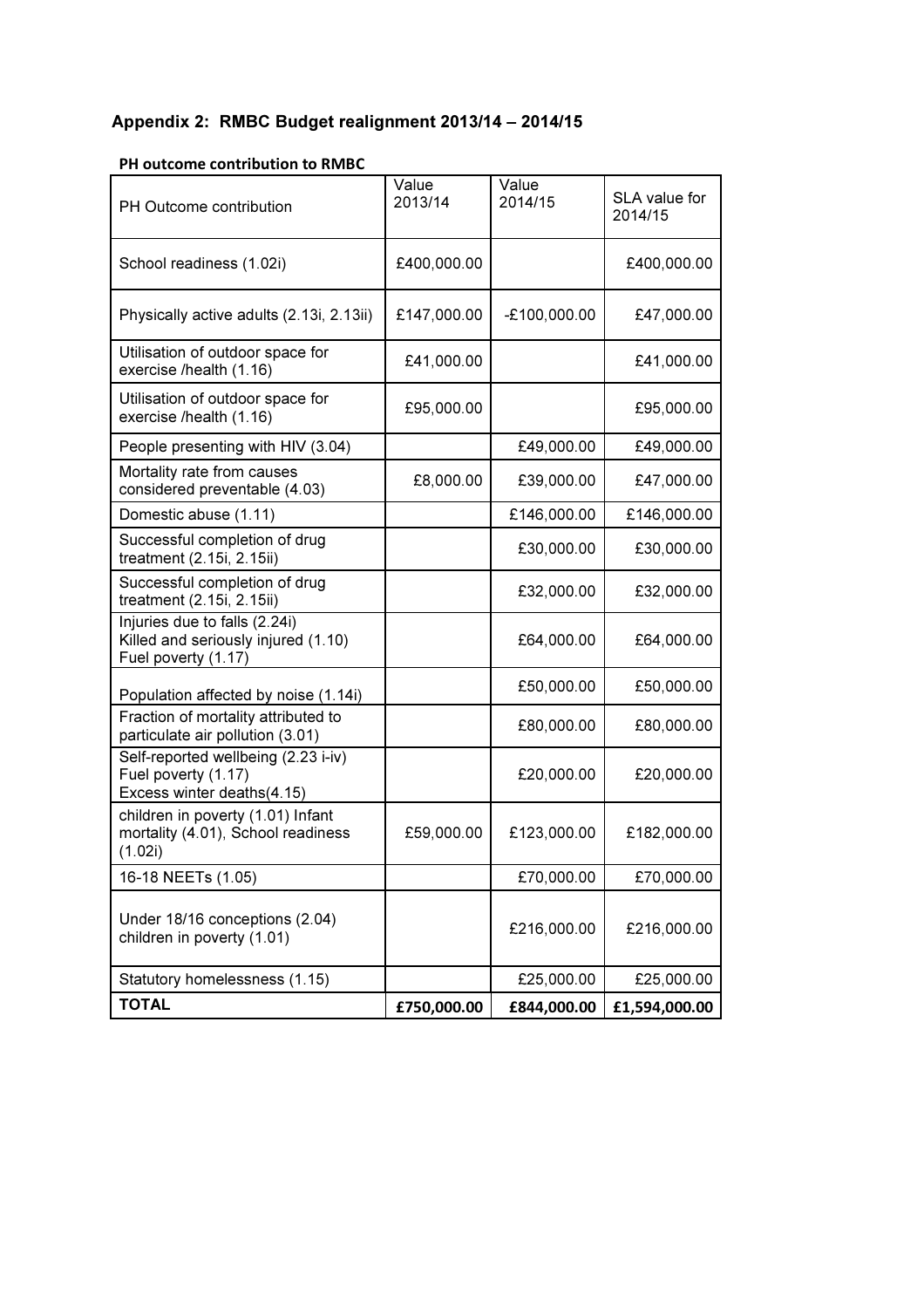### Appendix 2: RMBC Budget realignment 2013/14 – 2014/15

**PH outcome contribution to RMBC**

| PH Outcome contribution | Value 2013/14 | Value 2014/15 | SLA value for 2014/15 |
|---|---|---|---|
| School readiness (1.02i) | £400,000.00 | | £400,000.00 |
| Physically active adults (2.13i, 2.13ii) | £147,000.00 | -£100,000.00 | £47,000.00 |
| Utilisation of outdoor space for exercise /health (1.16) | £41,000.00 | | £41,000.00 |
| Utilisation of outdoor space for exercise /health (1.16) | £95,000.00 | | £95,000.00 |
| People presenting with HIV (3.04) | | £49,000.00 | £49,000.00 |
| Mortality rate from causes considered preventable (4.03) | £8,000.00 | £39,000.00 | £47,000.00 |
| Domestic abuse (1.11) | | £146,000.00 | £146,000.00 |
| Successful completion of drug treatment (2.15i, 2.15ii) | | £30,000.00 | £30,000.00 |
| Successful completion of drug treatment (2.15i, 2.15ii) | | £32,000.00 | £32,000.00 |
| Injuries due to falls (2.24i) Killed and seriously injured (1.10) Fuel poverty (1.17) | | £64,000.00 | £64,000.00 |
| Population affected by noise (1.14i) | | £50,000.00 | £50,000.00 |
| Fraction of mortality attributed to particulate air pollution (3.01) | | £80,000.00 | £80,000.00 |
| Self-reported wellbeing (2.23 i-iv) Fuel poverty (1.17) Excess winter deaths(4.15) | | £20,000.00 | £20,000.00 |
| children in poverty (1.01) Infant mortality (4.01), School readiness (1.02i) | £59,000.00 | £123,000.00 | £182,000.00 |
| 16-18 NEETs (1.05) | | £70,000.00 | £70,000.00 |
| Under 18/16 conceptions (2.04) children in poverty (1.01) | | £216,000.00 | £216,000.00 |
| Statutory homelessness (1.15) | | £25,000.00 | £25,000.00 |
| **TOTAL** | **£750,000.00** | **£844,000.00** | **£1,594,000.00** |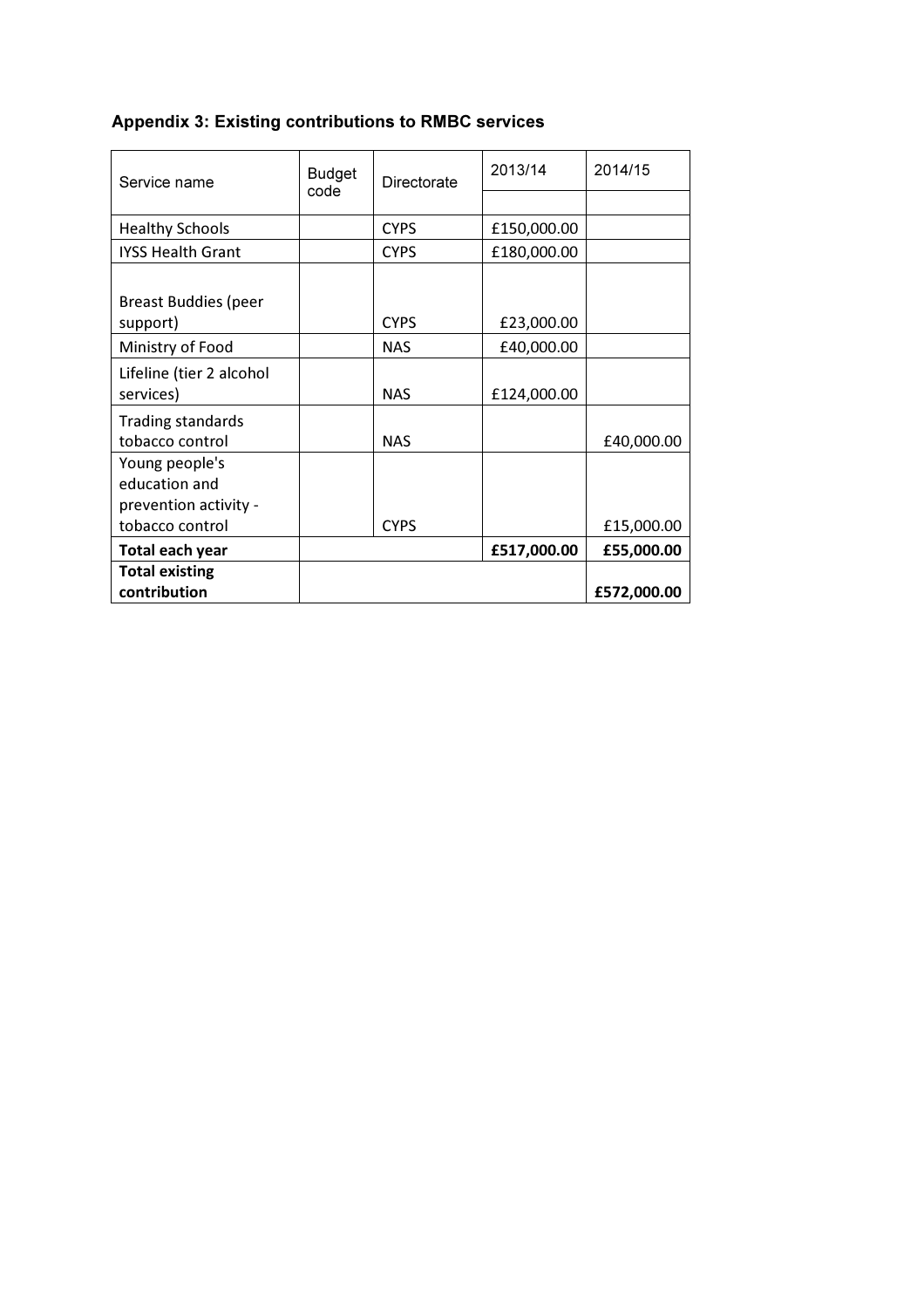**Appendix 3: Existing contributions to RMBC services**

| Service name | Budget code | Directorate | 2013/14 | 2014/15 |
|---|---|---|---|---|
| | | | | |
| Healthy Schools | | CYPS | £150,000.00 | |
| IYSS Health Grant | | CYPS | £180,000.00 | |
| Breast Buddies (peer support) | | CYPS | £23,000.00 | |
| Ministry of Food | | NAS | £40,000.00 | |
| Lifeline (tier 2 alcohol services) | | NAS | £124,000.00 | |
| Trading standards tobacco control | | NAS | | £40,000.00 |
| Young people's education and prevention activity - tobacco control | | CYPS | | £15,000.00 |
| **Total each year** | | | **£517,000.00** | **£55,000.00** |
| **Total existing contribution** | | | | **£572,000.00** |